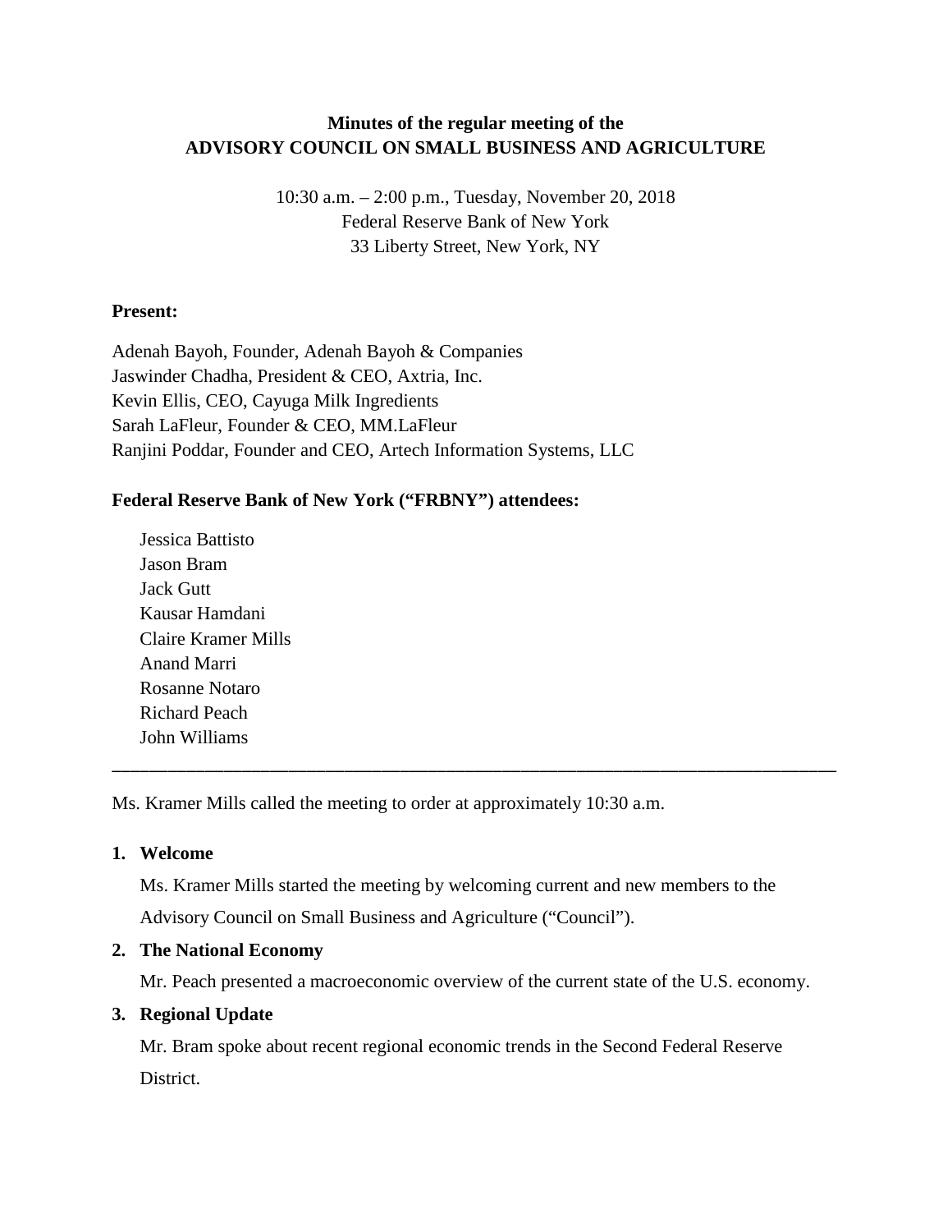**Minutes of the regular meeting of the**
**ADVISORY COUNCIL ON SMALL BUSINESS AND AGRICULTURE**

10:30 a.m. – 2:00 p.m., Tuesday, November 20, 2018
Federal Reserve Bank of New York
33 Liberty Street, New York, NY

**Present:**

Adenah Bayoh, Founder, Adenah Bayoh & Companies
Jaswinder Chadha, President & CEO, Axtria, Inc.
Kevin Ellis, CEO, Cayuga Milk Ingredients
Sarah LaFleur, Founder & CEO, MM.LaFleur
Ranjini Poddar, Founder and CEO, Artech Information Systems, LLC

**Federal Reserve Bank of New York ("FRBNY") attendees:**

Jessica Battisto
Jason Bram
Jack Gutt
Kausar Hamdani
Claire Kramer Mills
Anand Marri
Rosanne Notaro
Richard Peach
John Williams

---

Ms. Kramer Mills called the meeting to order at approximately 10:30 a.m.

1. **Welcome**

   Ms. Kramer Mills started the meeting by welcoming current and new members to the Advisory Council on Small Business and Agriculture ("Council").

2. **The National Economy**

   Mr. Peach presented a macroeconomic overview of the current state of the U.S. economy.

3. **Regional Update**

   Mr. Bram spoke about recent regional economic trends in the Second Federal Reserve District.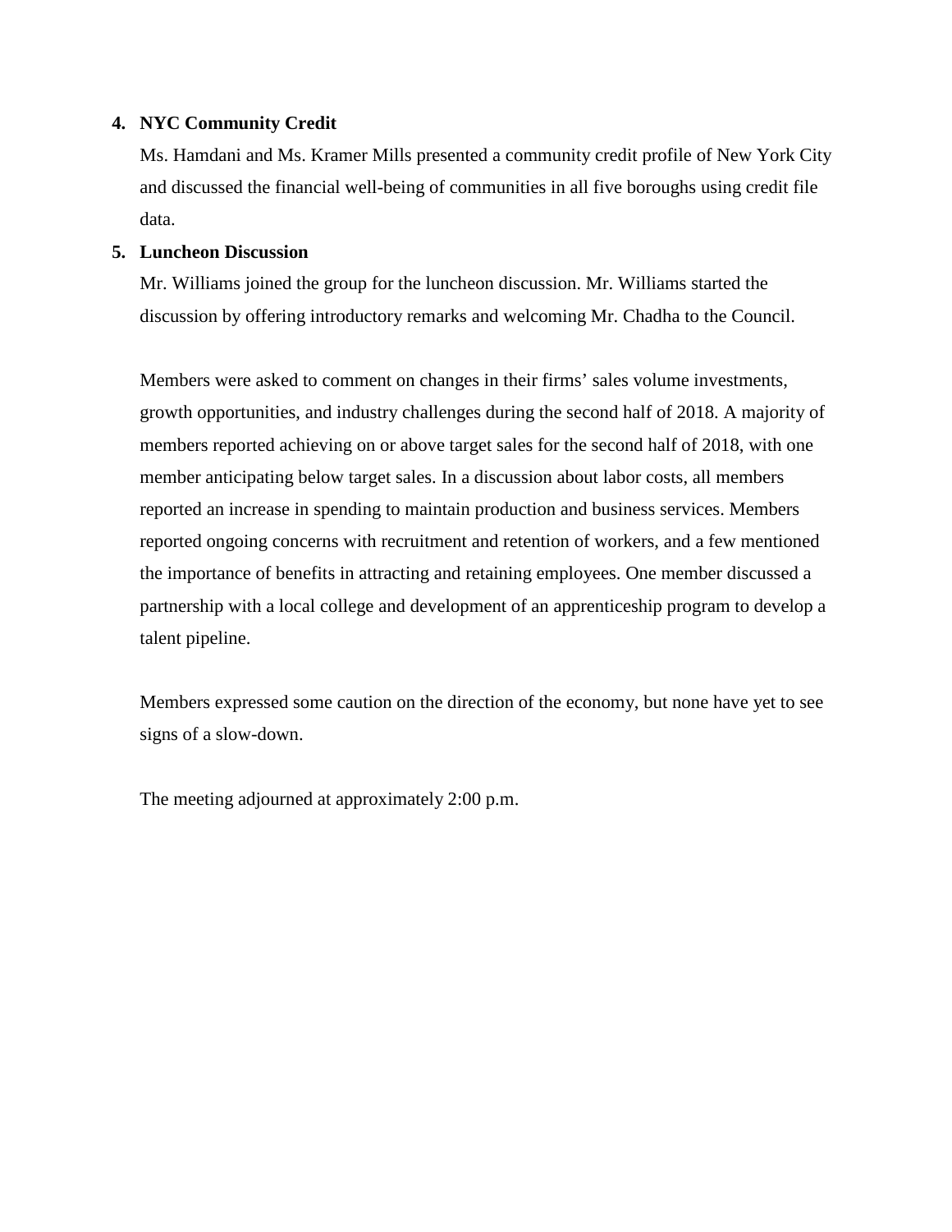4. **NYC Community Credit**

   Ms. Hamdani and Ms. Kramer Mills presented a community credit profile of New York City and discussed the financial well-being of communities in all five boroughs using credit file data.

5. **Luncheon Discussion**

   Mr. Williams joined the group for the luncheon discussion. Mr. Williams started the discussion by offering introductory remarks and welcoming Mr. Chadha to the Council.

   Members were asked to comment on changes in their firms' sales volume investments, growth opportunities, and industry challenges during the second half of 2018. A majority of members reported achieving on or above target sales for the second half of 2018, with one member anticipating below target sales. In a discussion about labor costs, all members reported an increase in spending to maintain production and business services. Members reported ongoing concerns with recruitment and retention of workers, and a few mentioned the importance of benefits in attracting and retaining employees. One member discussed a partnership with a local college and development of an apprenticeship program to develop a talent pipeline.

   Members expressed some caution on the direction of the economy, but none have yet to see signs of a slow-down.

   The meeting adjourned at approximately 2:00 p.m.